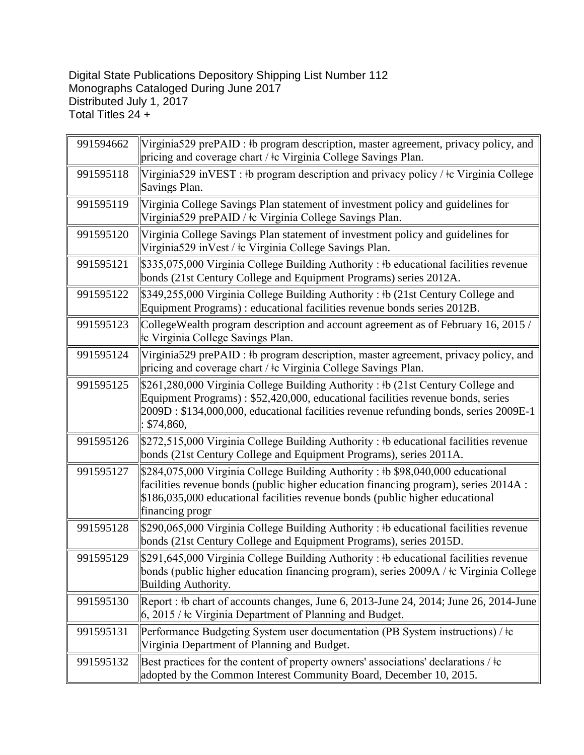Digital State Publications Depository Shipping List Number 112
Monographs Cataloged During June 2017
Distributed July 1, 2017
Total Titles 24 +

| | |
|---|---|
| 991594662 | Virginia529 prePAID : ǂb program description, master agreement, privacy policy, and pricing and coverage chart / ǂc Virginia College Savings Plan. |
| 991595118 | Virginia529 inVEST : ǂb program description and privacy policy / ǂc Virginia College Savings Plan. |
| 991595119 | Virginia College Savings Plan statement of investment policy and guidelines for Virginia529 prePAID / ǂc Virginia College Savings Plan. |
| 991595120 | Virginia College Savings Plan statement of investment policy and guidelines for Virginia529 inVest / ǂc Virginia College Savings Plan. |
| 991595121 | $335,075,000 Virginia College Building Authority : ǂb educational facilities revenue bonds (21st Century College and Equipment Programs) series 2012A. |
| 991595122 | $349,255,000 Virginia College Building Authority : ǂb (21st Century College and Equipment Programs) : educational facilities revenue bonds series 2012B. |
| 991595123 | CollegeWealth program description and account agreement as of February 16, 2015 / ǂc Virginia College Savings Plan. |
| 991595124 | Virginia529 prePAID : ǂb program description, master agreement, privacy policy, and pricing and coverage chart / ǂc Virginia College Savings Plan. |
| 991595125 | $261,280,000 Virginia College Building Authority : ǂb (21st Century College and Equipment Programs) : $52,420,000, educational facilities revenue bonds, series 2009D : $134,000,000, educational facilities revenue refunding bonds, series 2009E-1 : $74,860, |
| 991595126 | $272,515,000 Virginia College Building Authority : ǂb educational facilities revenue bonds (21st Century College and Equipment Programs), series 2011A. |
| 991595127 | $284,075,000 Virginia College Building Authority : ǂb $98,040,000 educational facilities revenue bonds (public higher education financing program), series 2014A : $186,035,000 educational facilities revenue bonds (public higher educational financing progr |
| 991595128 | $290,065,000 Virginia College Building Authority : ǂb educational facilities revenue bonds (21st Century College and Equipment Programs), series 2015D. |
| 991595129 | $291,645,000 Virginia College Building Authority : ǂb educational facilities revenue bonds (public higher education financing program), series 2009A / ǂc Virginia College Building Authority. |
| 991595130 | Report : ǂb chart of accounts changes, June 6, 2013-June 24, 2014; June 26, 2014-June 6, 2015 / ǂc Virginia Department of Planning and Budget. |
| 991595131 | Performance Budgeting System user documentation (PB System instructions) / ǂc Virginia Department of Planning and Budget. |
| 991595132 | Best practices for the content of property owners' associations' declarations / ǂc adopted by the Common Interest Community Board, December 10, 2015. |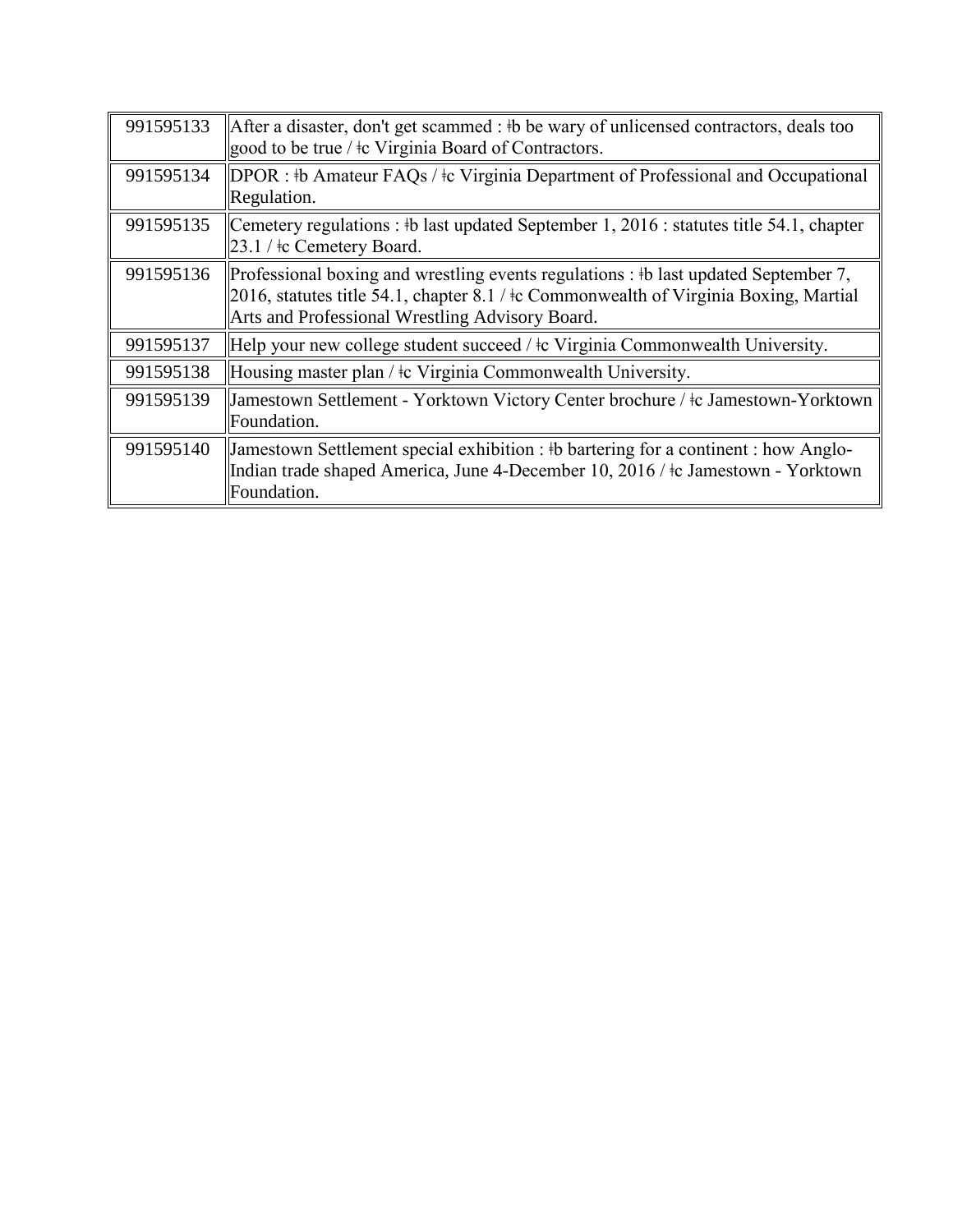| | |
|---|---|
| 991595133 | After a disaster, don't get scammed : ǂb be wary of unlicensed contractors, deals too good to be true / ǂc Virginia Board of Contractors. |
| 991595134 | DPOR : ǂb Amateur FAQs / ǂc Virginia Department of Professional and Occupational Regulation. |
| 991595135 | Cemetery regulations : ǂb last updated September 1, 2016 : statutes title 54.1, chapter 23.1 / ǂc Cemetery Board. |
| 991595136 | Professional boxing and wrestling events regulations : ǂb last updated September 7, 2016, statutes title 54.1, chapter 8.1 / ǂc Commonwealth of Virginia Boxing, Martial Arts and Professional Wrestling Advisory Board. |
| 991595137 | Help your new college student succeed / ǂc Virginia Commonwealth University. |
| 991595138 | Housing master plan / ǂc Virginia Commonwealth University. |
| 991595139 | Jamestown Settlement - Yorktown Victory Center brochure / ǂc Jamestown-Yorktown Foundation. |
| 991595140 | Jamestown Settlement special exhibition : ǂb bartering for a continent : how Anglo-Indian trade shaped America, June 4-December 10, 2016 / ǂc Jamestown - Yorktown Foundation. |